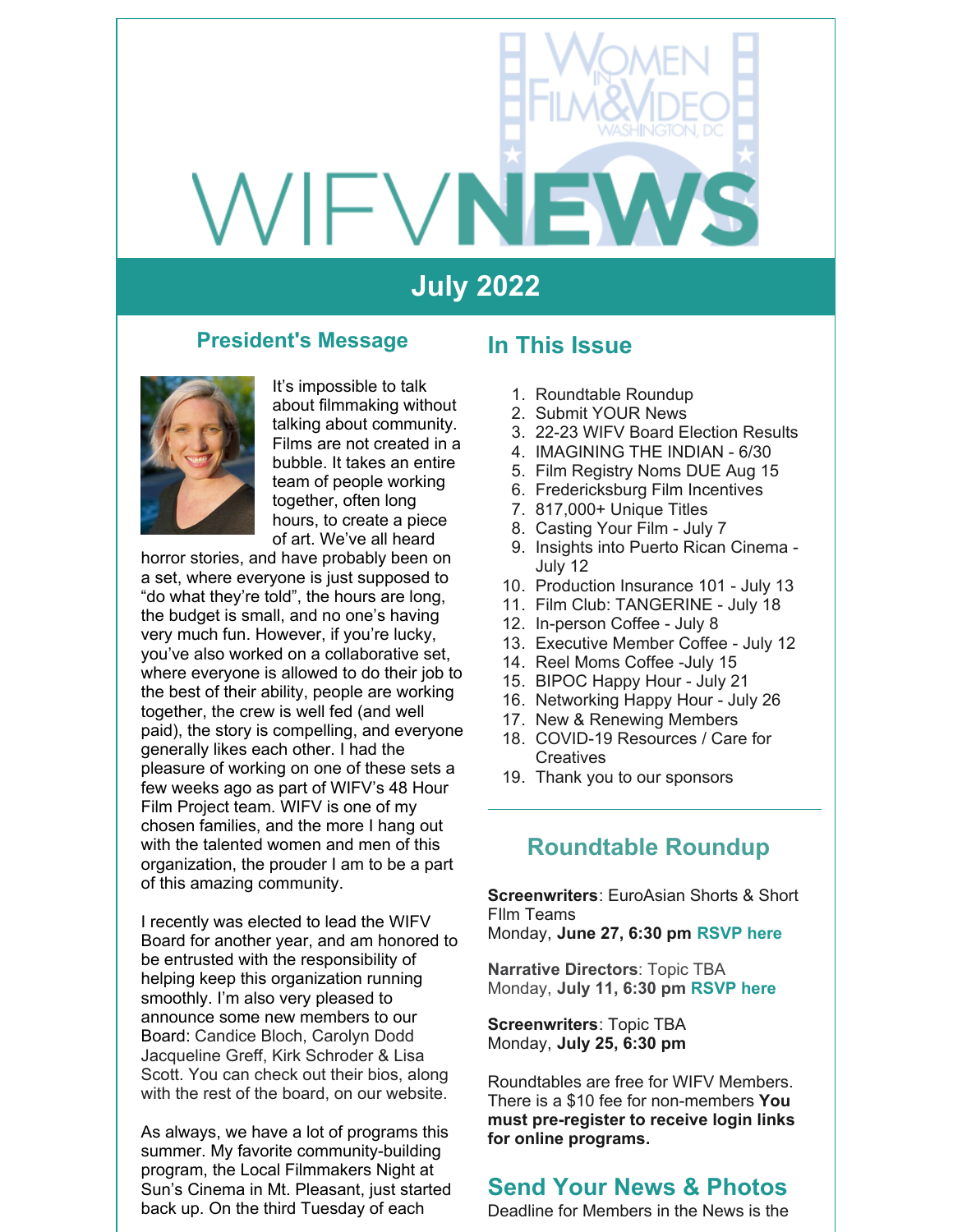# WIFV NEWS

## July 2022

## President's Message

It's impossible to talk about filmmaking without talking about community. Films are not created in a bubble. It takes an entire team of people working together, often long hours, to create a piece of art. We've all heard horror stories, and have probably been on a set, where everyone is just supposed to "do what they're told", the hours are long, the budget is small, and no one's having very much fun. However, if you're lucky, you've also worked on a collaborative set, where everyone is allowed to do their job to the best of their ability, people are working together, the crew is well fed (and well paid), the story is compelling, and everyone generally likes each other. I had the pleasure of working on one of these sets a few weeks ago as part of WIFV's 48 Hour Film Project team. WIFV is one of my chosen families, and the more I hang out with the talented women and men of this organization, the prouder I am to be a part of this amazing community.

I recently was elected to lead the WIFV Board for another year, and am honored to be entrusted with the responsibility of helping keep this organization running smoothly. I'm also very pleased to announce some new members to our Board: Candice Bloch, Carolyn Dodd Jacqueline Greff, Kirk Schroder & Lisa Scott. You can check out their bios, along with the rest of the board, on our website.

As always, we have a lot of programs this summer. My favorite community-building program, the Local Filmmakers Night at Sun's Cinema in Mt. Pleasant, just started back up. On the third Tuesday of each

## In This Issue

1. Roundtable Roundup
2. Submit YOUR News
3. 22-23 WIFV Board Election Results
4. IMAGINING THE INDIAN - 6/30
5. Film Registry Noms DUE Aug 15
6. Fredericksburg Film Incentives
7. 817,000+ Unique Titles
8. Casting Your Film - July 7
9. Insights into Puerto Rican Cinema - July 12
10. Production Insurance 101 - July 13
11. Film Club: TANGERINE - July 18
12. In-person Coffee - July 8
13. Executive Member Coffee - July 12
14. Reel Moms Coffee -July 15
15. BIPOC Happy Hour - July 21
16. Networking Happy Hour - July 26
17. New & Renewing Members
18. COVID-19 Resources / Care for Creatives
19. Thank you to our sponsors

## Roundtable Roundup

**Screenwriters**: EuroAsian Shorts & Short FIlm Teams
Monday, **June 27, 6:30 pm** **RSVP here**

**Narrative Directors**: Topic TBA
Monday, **July 11, 6:30 pm** **RSVP here**

**Screenwriters**: Topic TBA
Monday, **July 25, 6:30 pm**

Roundtables are free for WIFV Members. There is a $10 fee for non-members **You must pre-register to receive login links for online programs.**

## Send Your News & Photos

Deadline for Members in the News is the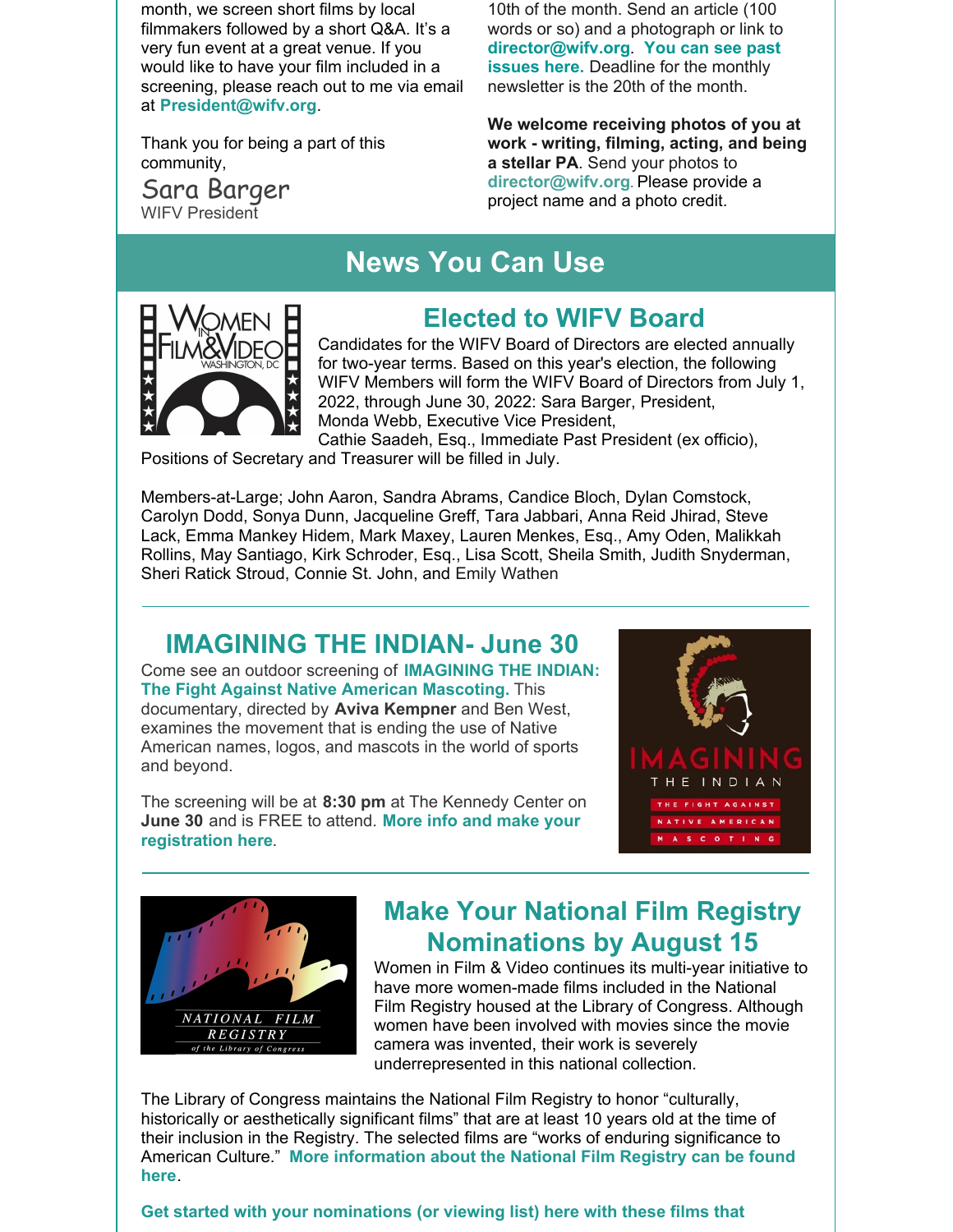month, we screen short films by local filmmakers followed by a short Q&A. It's a very fun event at a great venue. If you would like to have your film included in a screening, please reach out to me via email at **President@wifv.org**.

Thank you for being a part of this community,

Sara Barger
WIFV President

10th of the month. Send an article (100 words or so) and a photograph or link to **director@wifv.org**. **You can see past issues here.** Deadline for the monthly newsletter is the 20th of the month.

**We welcome receiving photos of you at work - writing, filming, acting, and being a stellar PA**. Send your photos to **director@wifv.org**. Please provide a project name and a photo credit.

## News You Can Use

### Elected to WIFV Board

Candidates for the WIFV Board of Directors are elected annually for two-year terms. Based on this year's election, the following WIFV Members will form the WIFV Board of Directors from July 1, 2022, through June 30, 2022: Sara Barger, President, Monda Webb, Executive Vice President, Cathie Saadeh, Esq., Immediate Past President (ex officio), Positions of Secretary and Treasurer will be filled in July.

Members-at-Large; John Aaron, Sandra Abrams, Candice Bloch, Dylan Comstock, Carolyn Dodd, Sonya Dunn, Jacqueline Greff, Tara Jabbari, Anna Reid Jhirad, Steve Lack, Emma Mankey Hidem, Mark Maxey, Lauren Menkes, Esq., Amy Oden, Malikkah Rollins, May Santiago, Kirk Schroder, Esq., Lisa Scott, Sheila Smith, Judith Snyderman, Sheri Ratick Stroud, Connie St. John, and Emily Wathen

---

### IMAGINING THE INDIAN- June 30

Come see an outdoor screening of **IMAGINING THE INDIAN: The Fight Against Native American Mascoting.** This documentary, directed by **Aviva Kempner** and Ben West, examines the movement that is ending the use of Native American names, logos, and mascots in the world of sports and beyond.

The screening will be at **8:30 pm** at The Kennedy Center on **June 30** and is FREE to attend. **More info and make your registration here**.

---

### Make Your National Film Registry Nominations by August 15

Women in Film & Video continues its multi-year initiative to have more women-made films included in the National Film Registry housed at the Library of Congress. Although women have been involved with movies since the movie camera was invented, their work is severely underrepresented in this national collection.

The Library of Congress maintains the National Film Registry to honor "culturally, historically or aesthetically significant films" that are at least 10 years old at the time of their inclusion in the Registry. The selected films are "works of enduring significance to American Culture." **More information about the National Film Registry can be found here**.

**Get started with your nominations (or viewing list) here with these films that**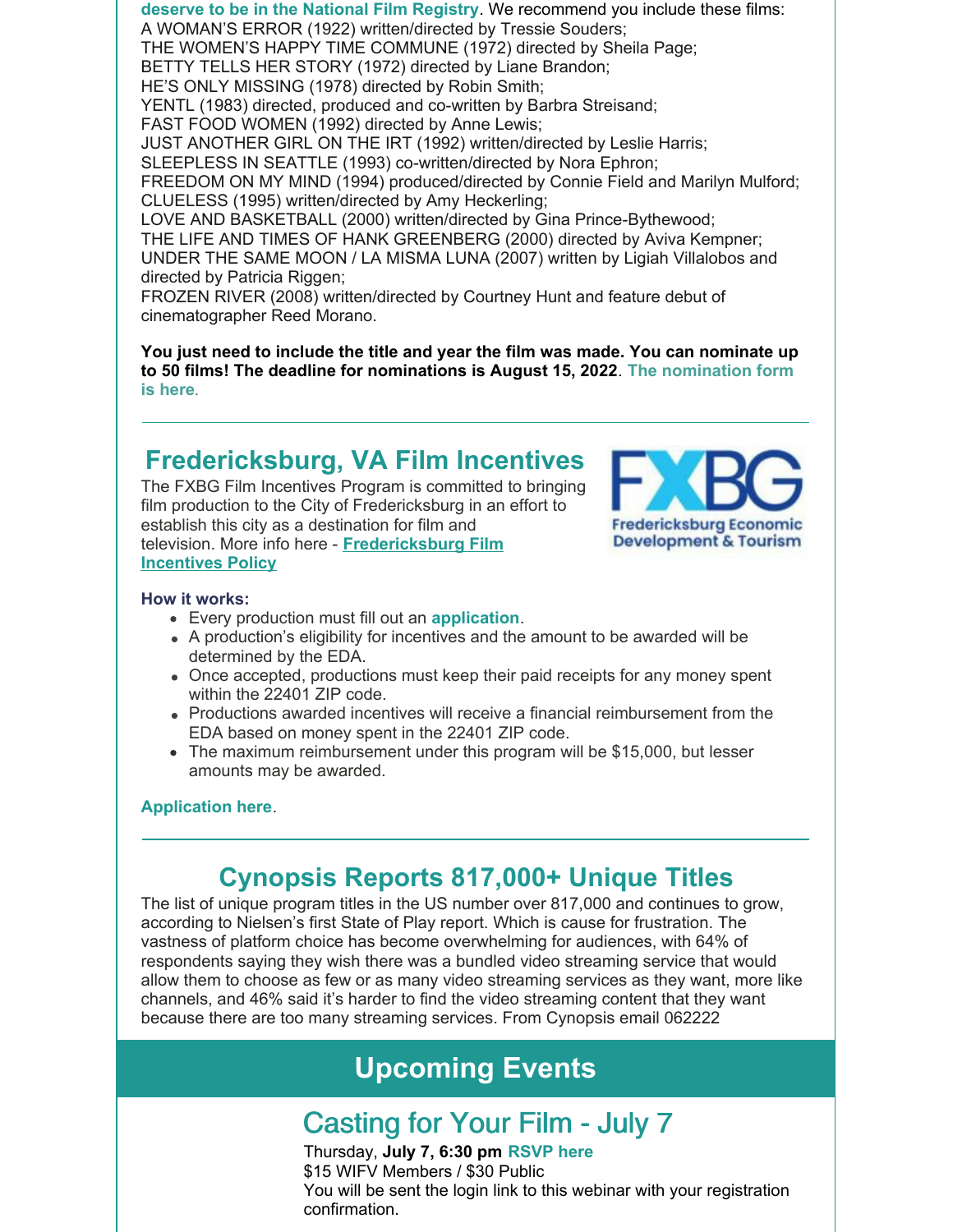**deserve to be in the National Film Registry**. We recommend you include these films:
A WOMAN'S ERROR (1922) written/directed by Tressie Souders;
THE WOMEN'S HAPPY TIME COMMUNE (1972) directed by Sheila Page;
BETTY TELLS HER STORY (1972) directed by Liane Brandon;
HE'S ONLY MISSING (1978) directed by Robin Smith;
YENTL (1983) directed, produced and co-written by Barbra Streisand;
FAST FOOD WOMEN (1992) directed by Anne Lewis;
JUST ANOTHER GIRL ON THE IRT (1992) written/directed by Leslie Harris;
SLEEPLESS IN SEATTLE (1993) co-written/directed by Nora Ephron;
FREEDOM ON MY MIND (1994) produced/directed by Connie Field and Marilyn Mulford;
CLUELESS (1995) written/directed by Amy Heckerling;
LOVE AND BASKETBALL (2000) written/directed by Gina Prince-Bythewood;
THE LIFE AND TIMES OF HANK GREENBERG (2000) directed by Aviva Kempner;
UNDER THE SAME MOON / LA MISMA LUNA (2007) written by Ligiah Villalobos and directed by Patricia Riggen;
FROZEN RIVER (2008) written/directed by Courtney Hunt and feature debut of cinematographer Reed Morano.

**You just need to include the title and year the film was made. You can nominate up to 50 films! The deadline for nominations is August 15, 2022**. **The nomination form is here**.

## Fredericksburg, VA Film Incentives

FXBG
Fredericksburg Economic Development & Tourism

The FXBG Film Incentives Program is committed to bringing film production to the City of Fredericksburg in an effort to establish this city as a destination for film and television. More info here - **Fredericksburg Film Incentives Policy**

**How it works:**

- Every production must fill out an **application**.
- A production's eligibility for incentives and the amount to be awarded will be determined by the EDA.
- Once accepted, productions must keep their paid receipts for any money spent within the 22401 ZIP code.
- Productions awarded incentives will receive a financial reimbursement from the EDA based on money spent in the 22401 ZIP code.
- The maximum reimbursement under this program will be $15,000, but lesser amounts may be awarded.

**Application here**.

## Cynopsis Reports 817,000+ Unique Titles

The list of unique program titles in the US number over 817,000 and continues to grow, according to Nielsen's first State of Play report. Which is cause for frustration. The vastness of platform choice has become overwhelming for audiences, with 64% of respondents saying they wish there was a bundled video streaming service that would allow them to choose as few or as many video streaming services as they want, more like channels, and 46% said it's harder to find the video streaming content that they want because there are too many streaming services. From Cynopsis email 062222

# Upcoming Events

## Casting for Your Film - July 7

Thursday, **July 7, 6:30 pm** **RSVP here**
$15 WIFV Members / $30 Public
You will be sent the login link to this webinar with your registration confirmation.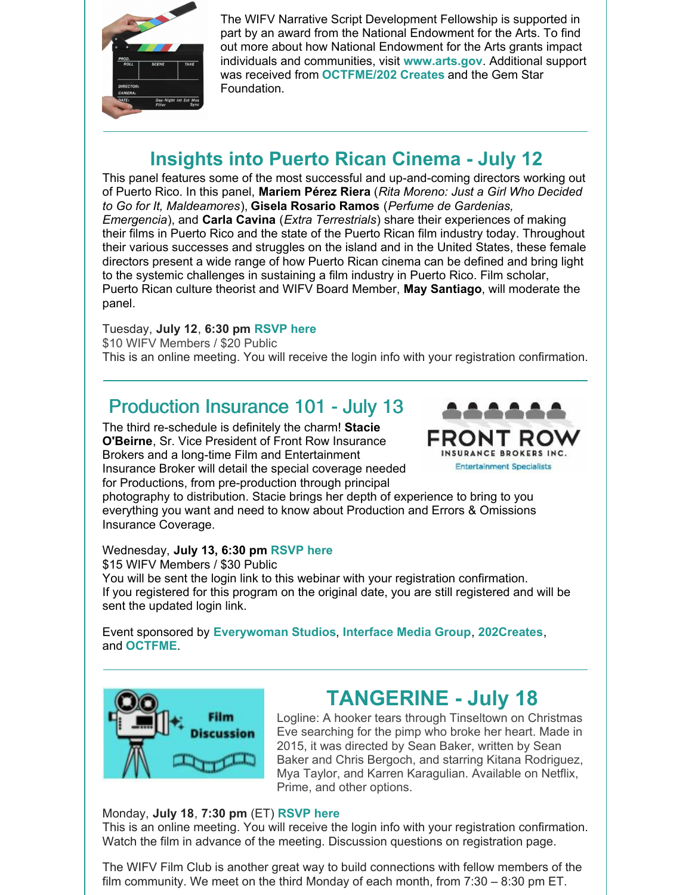The WIFV Narrative Script Development Fellowship is supported in part by an award from the National Endowment for the Arts. To find out more about how National Endowment for the Arts grants impact individuals and communities, visit **www.arts.gov**. Additional support was received from **OCTFME/202 Creates** and the Gem Star Foundation.

---

## Insights into Puerto Rican Cinema - July 12

This panel features some of the most successful and up-and-coming directors working out of Puerto Rico. In this panel, **Mariem Pérez Riera** (*Rita Moreno: Just a Girl Who Decided to Go for It, Maldeamores*), **Gisela Rosario Ramos** (*Perfume de Gardenias, Emergencia*), and **Carla Cavina** (*Extra Terrestrials*) share their experiences of making their films in Puerto Rico and the state of the Puerto Rican film industry today. Throughout their various successes and struggles on the island and in the United States, these female directors present a wide range of how Puerto Rican cinema can be defined and bring light to the systemic challenges in sustaining a film industry in Puerto Rico. Film scholar, Puerto Rican culture theorist and WIFV Board Member, **May Santiago**, will moderate the panel.

Tuesday, **July 12**, **6:30 pm** **RSVP here**
$10 WIFV Members / $20 Public
This is an online meeting. You will receive the login info with your registration confirmation.

---

## Production Insurance 101 - July 13

The third re-schedule is definitely the charm! **Stacie O'Beirne**, Sr. Vice President of Front Row Insurance Brokers and a long-time Film and Entertainment Insurance Broker will detail the special coverage needed for Productions, from pre-production through principal photography to distribution. Stacie brings her depth of experience to bring to you everything you want and need to know about Production and Errors & Omissions Insurance Coverage.

Wednesday, **July 13, 6:30 pm** **RSVP here**
$15 WIFV Members / $30 Public
You will be sent the login link to this webinar with your registration confirmation.
If you registered for this program on the original date, you are still registered and will be sent the updated login link.

Event sponsored by **Everywoman Studios**, **Interface Media Group**, **202Creates**, and **OCTFME**.

---

## TANGERINE - July 18

Logline: A hooker tears through Tinseltown on Christmas Eve searching for the pimp who broke her heart. Made in 2015, it was directed by Sean Baker, written by Sean Baker and Chris Bergoch, and starring Kitana Rodriguez, Mya Taylor, and Karren Karagulian. Available on Netflix, Prime, and other options.

Monday, **July 18**, **7:30 pm** (ET) **RSVP here**
This is an online meeting. You will receive the login info with your registration confirmation. Watch the film in advance of the meeting. Discussion questions on registration page.

The WIFV Film Club is another great way to build connections with fellow members of the film community. We meet on the third Monday of each month, from 7:30 – 8:30 pm ET.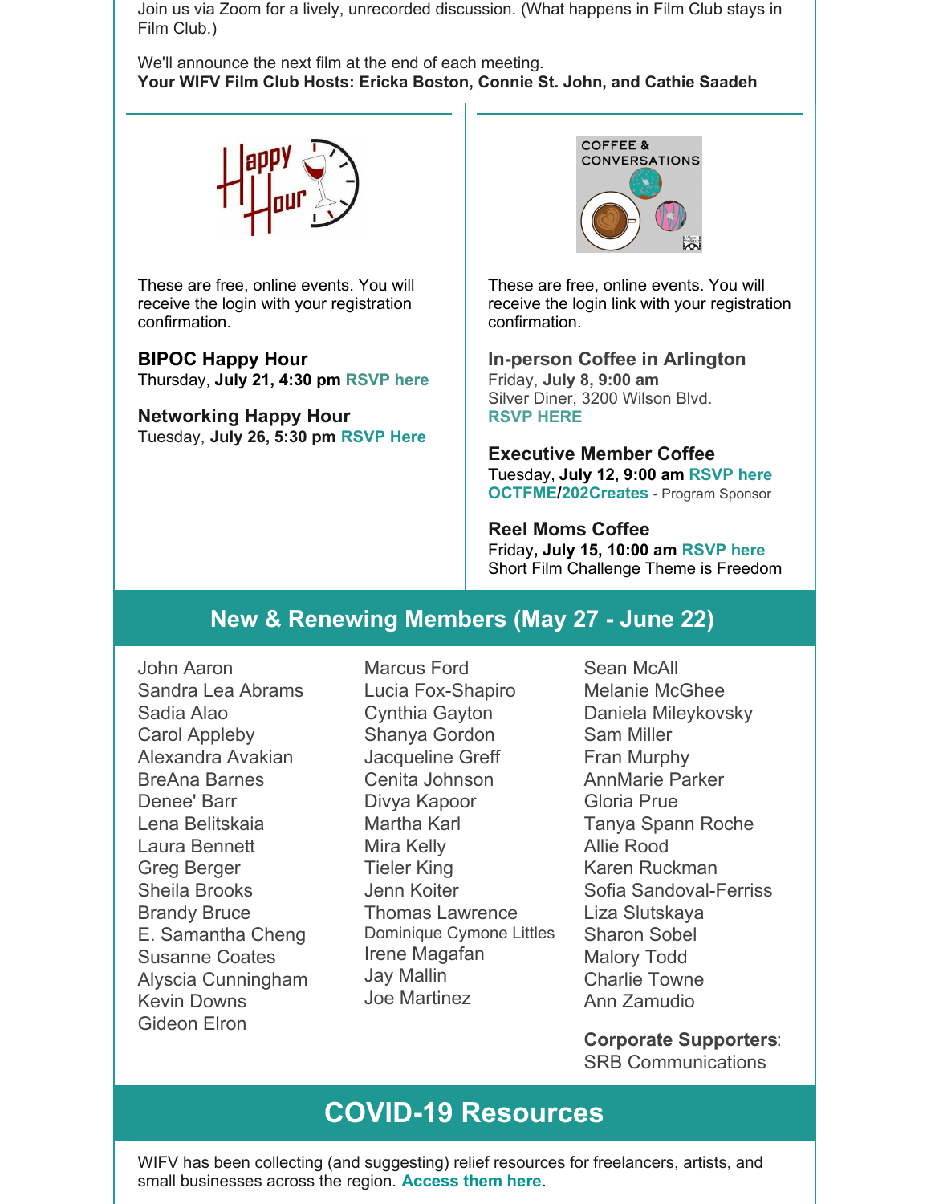Join us via Zoom for a lively, unrecorded discussion. (What happens in Film Club stays in Film Club.)

We'll announce the next film at the end of each meeting.
**Your WIFV Film Club Hosts: Ericka Boston, Connie St. John, and Cathie Saadeh**

These are free, online events. You will receive the login with your registration confirmation.

**BIPOC Happy Hour**
Thursday, **July 21, 4:30 pm** **RSVP here**

**Networking Happy Hour**
Tuesday, **July 26, 5:30 pm** **RSVP Here**

These are free, online events. You will receive the login link with your registration confirmation.

**In-person Coffee in Arlington**
Friday, **July 8, 9:00 am**
Silver Diner, 3200 Wilson Blvd.
**RSVP HERE**

**Executive Member Coffee**
Tuesday, **July 12, 9:00 am** **RSVP here**
**OCTFME/202Creates** - Program Sponsor

**Reel Moms Coffee**
Friday**, July 15, 10:00 am** **RSVP here**
Short Film Challenge Theme is Freedom

## New & Renewing Members (May 27 - June 22)

John Aaron
Sandra Lea Abrams
Sadia Alao
Carol Appleby
Alexandra Avakian
BreAna Barnes
Denee' Barr
Lena Belitskaia
Laura Bennett
Greg Berger
Sheila Brooks
Brandy Bruce
E. Samantha Cheng
Susanne Coates
Alyscia Cunningham
Kevin Downs
Gideon Elron
Marcus Ford
Lucia Fox-Shapiro
Cynthia Gayton
Shanya Gordon
Jacqueline Greff
Cenita Johnson
Divya Kapoor
Martha Karl
Mira Kelly
Tieler King
Jenn Koiter
Thomas Lawrence
Dominique Cymone Littles
Irene Magafan
Jay Mallin
Joe Martinez
Sean McAll
Melanie McGhee
Daniela Mileykovsky
Sam Miller
Fran Murphy
AnnMarie Parker
Gloria Prue
Tanya Spann Roche
Allie Rood
Karen Ruckman
Sofia Sandoval-Ferriss
Liza Slutskaya
Sharon Sobel
Malory Todd
Charlie Towne
Ann Zamudio

**Corporate Supporters**:
SRB Communications

## COVID-19 Resources

WIFV has been collecting (and suggesting) relief resources for freelancers, artists, and small businesses across the region. **Access them here**.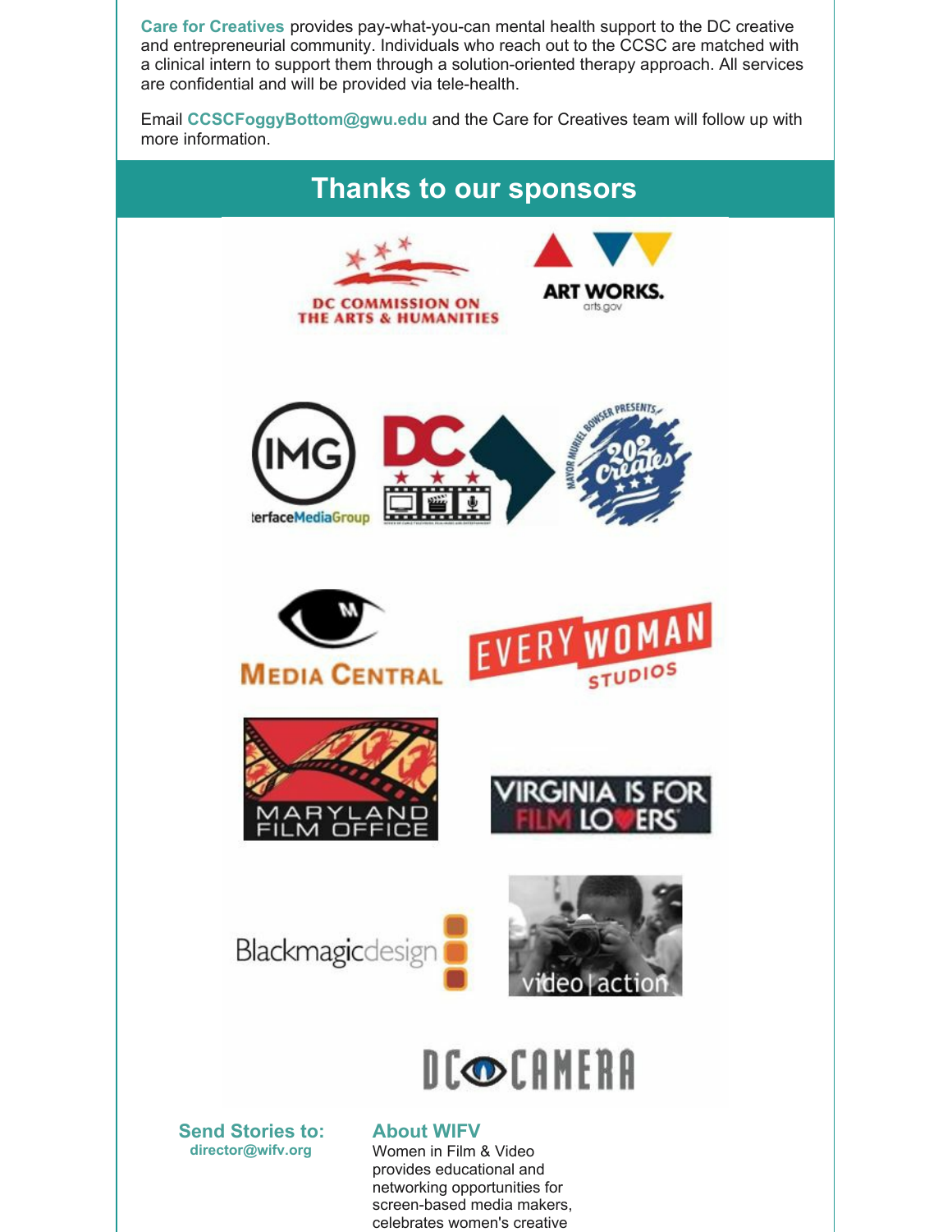**Care for Creatives** provides pay-what-you-can mental health support to the DC creative and entrepreneurial community. Individuals who reach out to the CCSC are matched with a clinical intern to support them through a solution-oriented therapy approach. All services are confidential and will be provided via tele-health.

Email **CCSCFoggyBottom@gwu.edu** and the Care for Creatives team will follow up with more information.

## Thanks to our sponsors

### Send Stories to:

**director@wifv.org**

### About WIFV

Women in Film & Video provides educational and networking opportunities for screen-based media makers, celebrates women's creative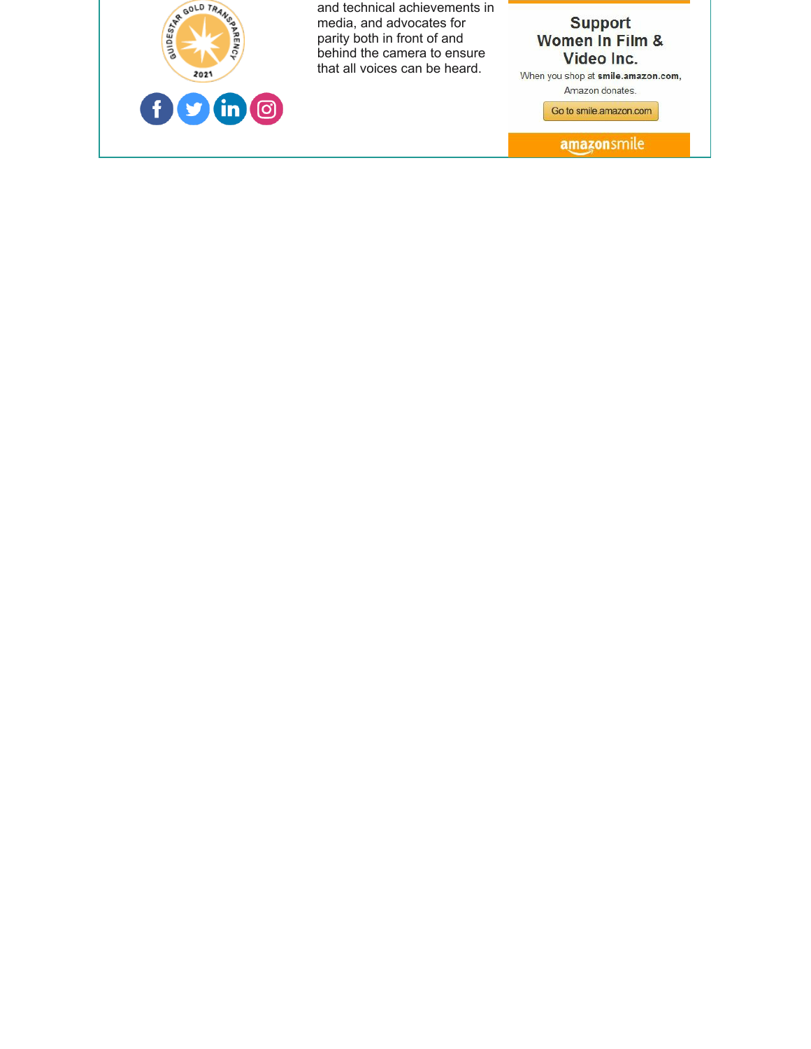and technical achievements in media, and advocates for parity both in front of and behind the camera to ensure that all voices can be heard.

**Support Women In Film & Video Inc.**

When you shop at **smile.amazon.com,** Amazon donates.

Go to smile.amazon.com